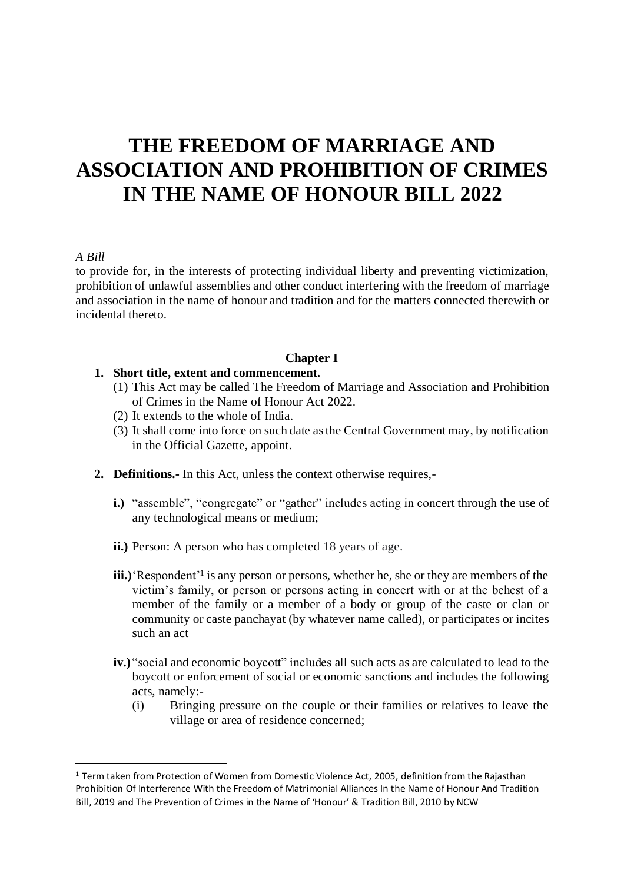# THE FREEDOM OF MARRIAGE AND ASSOCIATION AND PROHIBITION OF CRIMES IN THE NAME OF HONOUR BILL 2022

*A Bill*

to provide for, in the interests of protecting individual liberty and preventing victimization, prohibition of unlawful assemblies and other conduct interfering with the freedom of marriage and association in the name of honour and tradition and for the matters connected therewith or incidental thereto.

## Chapter I

1. **Short title, extent and commencement.**
   (1) This Act may be called The Freedom of Marriage and Association and Prohibition of Crimes in the Name of Honour Act 2022.
   (2) It extends to the whole of India.
   (3) It shall come into force on such date as the Central Government may, by notification in the Official Gazette, appoint.

2. **Definitions.-** In this Act, unless the context otherwise requires,-

   **i.)** "assemble", "congregate" or "gather" includes acting in concert through the use of any technological means or medium;

   **ii.)** Person: A person who has completed 18 years of age.

   **iii.)** 'Respondent'[1] is any person or persons, whether he, she or they are members of the victim's family, or person or persons acting in concert with or at the behest of a member of the family or a member of a body or group of the caste or clan or community or caste panchayat (by whatever name called), or participates or incites such an act

   **iv.)** "social and economic boycott" includes all such acts as are calculated to lead to the boycott or enforcement of social or economic sanctions and includes the following acts, namely:-
   (i) Bringing pressure on the couple or their families or relatives to leave the village or area of residence concerned;

---

[1] Term taken from Protection of Women from Domestic Violence Act, 2005, definition from the Rajasthan Prohibition Of Interference With the Freedom of Matrimonial Alliances In the Name of Honour And Tradition Bill, 2019 and The Prevention of Crimes in the Name of 'Honour' & Tradition Bill, 2010 by NCW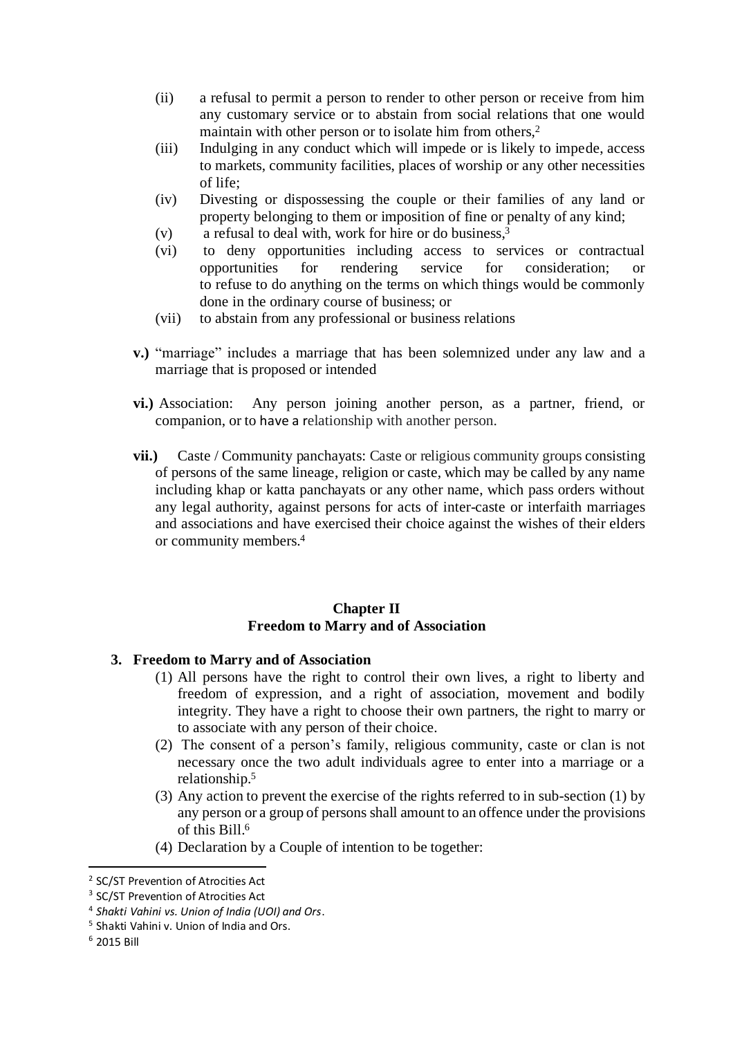(ii) a refusal to permit a person to render to other person or receive from him any customary service or to abstain from social relations that one would maintain with other person or to isolate him from others,[2]

(iii) Indulging in any conduct which will impede or is likely to impede, access to markets, community facilities, places of worship or any other necessities of life;

(iv) Divesting or dispossessing the couple or their families of any land or property belonging to them or imposition of fine or penalty of any kind;

(v) a refusal to deal with, work for hire or do business,[3]

(vi) to deny opportunities including access to services or contractual opportunities for rendering service for consideration; or to refuse to do anything on the terms on which things would be commonly done in the ordinary course of business; or

(vii) to abstain from any professional or business relations

**v.)** "marriage" includes a marriage that has been solemnized under any law and a marriage that is proposed or intended

**vi.)** Association: Any person joining another person, as a partner, friend, or companion, or to have a relationship with another person.

**vii.)** Caste / Community panchayats: Caste or religious community groups consisting of persons of the same lineage, religion or caste, which may be called by any name including khap or katta panchayats or any other name, which pass orders without any legal authority, against persons for acts of inter-caste or interfaith marriages and associations and have exercised their choice against the wishes of their elders or community members.[4]

## Chapter II
## Freedom to Marry and of Association

**3. Freedom to Marry and of Association**

(1) All persons have the right to control their own lives, a right to liberty and freedom of expression, and a right of association, movement and bodily integrity. They have a right to choose their own partners, the right to marry or to associate with any person of their choice.

(2) The consent of a person's family, religious community, caste or clan is not necessary once the two adult individuals agree to enter into a marriage or a relationship.[5]

(3) Any action to prevent the exercise of the rights referred to in sub-section (1) by any person or a group of persons shall amount to an offence under the provisions of this Bill.[6]

(4) Declaration by a Couple of intention to be together:

---

[2] SC/ST Prevention of Atrocities Act

[3] SC/ST Prevention of Atrocities Act

[4] *Shakti Vahini vs. Union of India (UOI) and Ors*.

[5] Shakti Vahini v. Union of India and Ors.

[6] 2015 Bill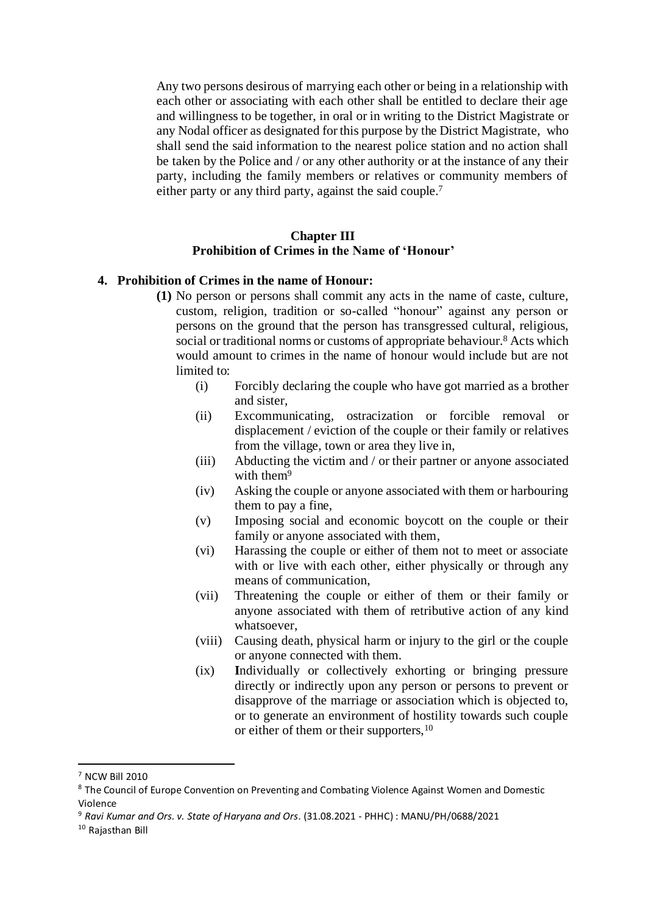Any two persons desirous of marrying each other or being in a relationship with each other or associating with each other shall be entitled to declare their age and willingness to be together, in oral or in writing to the District Magistrate or any Nodal officer as designated for this purpose by the District Magistrate, who shall send the said information to the nearest police station and no action shall be taken by the Police and / or any other authority or at the instance of any their party, including the family members or relatives or community members of either party or any third party, against the said couple.[7]

## Chapter III
## Prohibition of Crimes in the Name of 'Honour'

**4. Prohibition of Crimes in the name of Honour:**

**(1)** No person or persons shall commit any acts in the name of caste, culture, custom, religion, tradition or so-called "honour" against any person or persons on the ground that the person has transgressed cultural, religious, social or traditional norms or customs of appropriate behaviour.[8] Acts which would amount to crimes in the name of honour would include but are not limited to:

- (i) Forcibly declaring the couple who have got married as a brother and sister,
- (ii) Excommunicating, ostracization or forcible removal or displacement / eviction of the couple or their family or relatives from the village, town or area they live in,
- (iii) Abducting the victim and / or their partner or anyone associated with them[9]
- (iv) Asking the couple or anyone associated with them or harbouring them to pay a fine,
- (v) Imposing social and economic boycott on the couple or their family or anyone associated with them,
- (vi) Harassing the couple or either of them not to meet or associate with or live with each other, either physically or through any means of communication,
- (vii) Threatening the couple or either of them or their family or anyone associated with them of retributive action of any kind whatsoever,
- (viii) Causing death, physical harm or injury to the girl or the couple or anyone connected with them.
- (ix) **I**ndividually or collectively exhorting or bringing pressure directly or indirectly upon any person or persons to prevent or disapprove of the marriage or association which is objected to, or to generate an environment of hostility towards such couple or either of them or their supporters,[10]

---

[7] NCW Bill 2010

[8] The Council of Europe Convention on Preventing and Combating Violence Against Women and Domestic Violence

[9] *Ravi Kumar and Ors. v. State of Haryana and Ors*. (31.08.2021 - PHHC) : MANU/PH/0688/2021

[10] Rajasthan Bill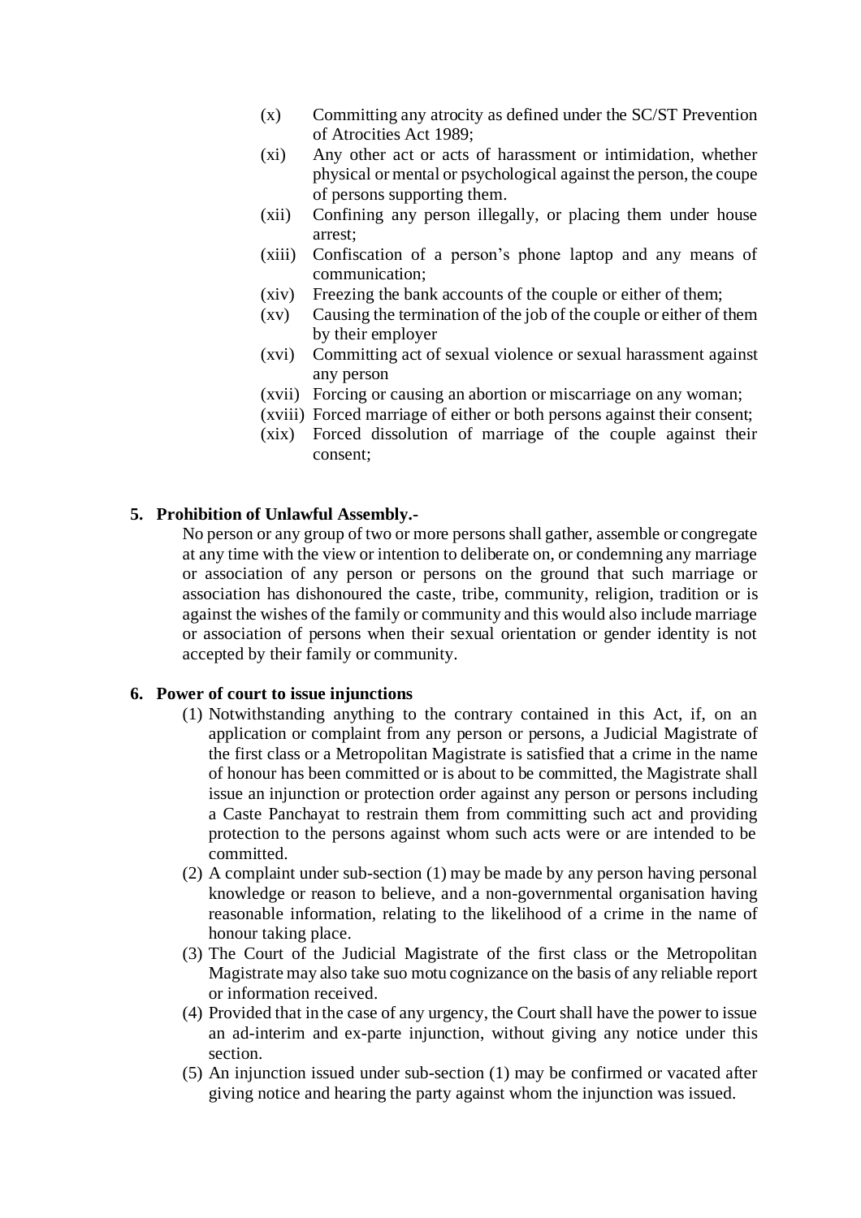(x) Committing any atrocity as defined under the SC/ST Prevention of Atrocities Act 1989;

(xi) Any other act or acts of harassment or intimidation, whether physical or mental or psychological against the person, the coupe of persons supporting them.

(xii) Confining any person illegally, or placing them under house arrest;

(xiii) Confiscation of a person's phone laptop and any means of communication;

(xiv) Freezing the bank accounts of the couple or either of them;

(xv) Causing the termination of the job of the couple or either of them by their employer

(xvi) Committing act of sexual violence or sexual harassment against any person

(xvii) Forcing or causing an abortion or miscarriage on any woman;

(xviii) Forced marriage of either or both persons against their consent;

(xix) Forced dissolution of marriage of the couple against their consent;

**5. Prohibition of Unlawful Assembly.-**

No person or any group of two or more persons shall gather, assemble or congregate at any time with the view or intention to deliberate on, or condemning any marriage or association of any person or persons on the ground that such marriage or association has dishonoured the caste, tribe, community, religion, tradition or is against the wishes of the family or community and this would also include marriage or association of persons when their sexual orientation or gender identity is not accepted by their family or community.

**6. Power of court to issue injunctions**

(1) Notwithstanding anything to the contrary contained in this Act, if, on an application or complaint from any person or persons, a Judicial Magistrate of the first class or a Metropolitan Magistrate is satisfied that a crime in the name of honour has been committed or is about to be committed, the Magistrate shall issue an injunction or protection order against any person or persons including a Caste Panchayat to restrain them from committing such act and providing protection to the persons against whom such acts were or are intended to be committed.

(2) A complaint under sub-section (1) may be made by any person having personal knowledge or reason to believe, and a non-governmental organisation having reasonable information, relating to the likelihood of a crime in the name of honour taking place.

(3) The Court of the Judicial Magistrate of the first class or the Metropolitan Magistrate may also take suo motu cognizance on the basis of any reliable report or information received.

(4) Provided that in the case of any urgency, the Court shall have the power to issue an ad-interim and ex-parte injunction, without giving any notice under this section.

(5) An injunction issued under sub-section (1) may be confirmed or vacated after giving notice and hearing the party against whom the injunction was issued.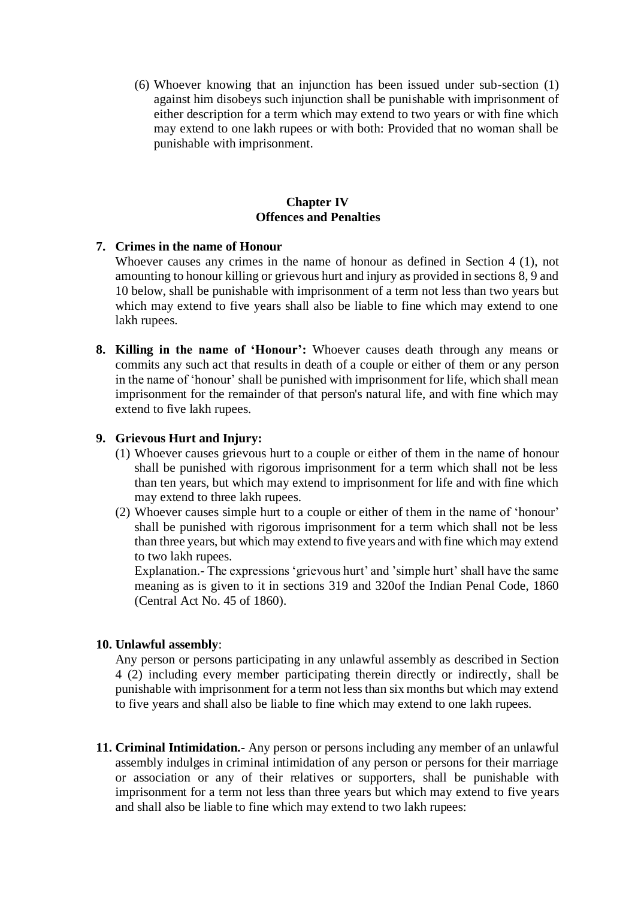(6) Whoever knowing that an injunction has been issued under sub-section (1) against him disobeys such injunction shall be punishable with imprisonment of either description for a term which may extend to two years or with fine which may extend to one lakh rupees or with both: Provided that no woman shall be punishable with imprisonment.

## Chapter IV
## Offences and Penalties

**7. Crimes in the name of Honour**

Whoever causes any crimes in the name of honour as defined in Section 4 (1), not amounting to honour killing or grievous hurt and injury as provided in sections 8, 9 and 10 below, shall be punishable with imprisonment of a term not less than two years but which may extend to five years shall also be liable to fine which may extend to one lakh rupees.

**8. Killing in the name of 'Honour':** Whoever causes death through any means or commits any such act that results in death of a couple or either of them or any person in the name of 'honour' shall be punished with imprisonment for life, which shall mean imprisonment for the remainder of that person's natural life, and with fine which may extend to five lakh rupees.

**9. Grievous Hurt and Injury:**

(1) Whoever causes grievous hurt to a couple or either of them in the name of honour shall be punished with rigorous imprisonment for a term which shall not be less than ten years, but which may extend to imprisonment for life and with fine which may extend to three lakh rupees.

(2) Whoever causes simple hurt to a couple or either of them in the name of 'honour' shall be punished with rigorous imprisonment for a term which shall not be less than three years, but which may extend to five years and with fine which may extend to two lakh rupees.

Explanation.- The expressions 'grievous hurt' and 'simple hurt' shall have the same meaning as is given to it in sections 319 and 320of the Indian Penal Code, 1860 (Central Act No. 45 of 1860).

**10. Unlawful assembly**:

Any person or persons participating in any unlawful assembly as described in Section 4 (2) including every member participating therein directly or indirectly, shall be punishable with imprisonment for a term not less than six months but which may extend to five years and shall also be liable to fine which may extend to one lakh rupees.

**11. Criminal Intimidation.-** Any person or persons including any member of an unlawful assembly indulges in criminal intimidation of any person or persons for their marriage or association or any of their relatives or supporters, shall be punishable with imprisonment for a term not less than three years but which may extend to five years and shall also be liable to fine which may extend to two lakh rupees: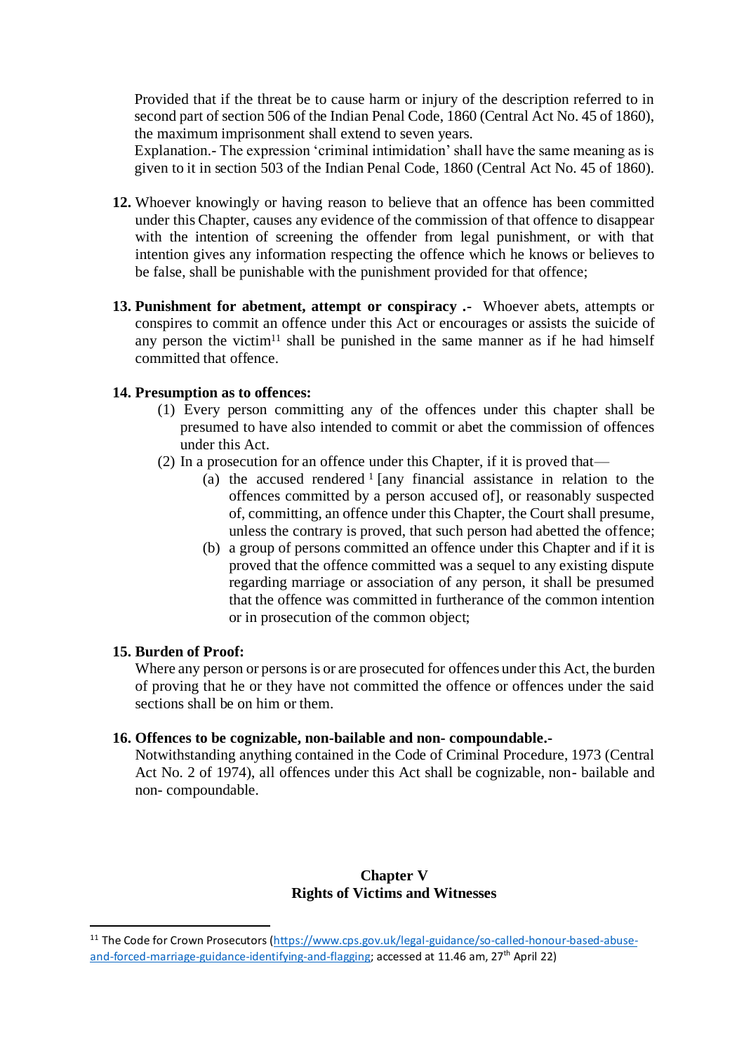Provided that if the threat be to cause harm or injury of the description referred to in second part of section 506 of the Indian Penal Code, 1860 (Central Act No. 45 of 1860), the maximum imprisonment shall extend to seven years.

Explanation.- The expression 'criminal intimidation' shall have the same meaning as is given to it in section 503 of the Indian Penal Code, 1860 (Central Act No. 45 of 1860).

**12.** Whoever knowingly or having reason to believe that an offence has been committed under this Chapter, causes any evidence of the commission of that offence to disappear with the intention of screening the offender from legal punishment, or with that intention gives any information respecting the offence which he knows or believes to be false, shall be punishable with the punishment provided for that offence;

**13. Punishment for abetment, attempt or conspiracy .-** Whoever abets, attempts or conspires to commit an offence under this Act or encourages or assists the suicide of any person the victim[11] shall be punished in the same manner as if he had himself committed that offence.

**14. Presumption as to offences:**

(1) Every person committing any of the offences under this chapter shall be presumed to have also intended to commit or abet the commission of offences under this Act.

(2) In a prosecution for an offence under this Chapter, if it is proved that—

(a) the accused rendered [1] [any financial assistance in relation to the offences committed by a person accused of], or reasonably suspected of, committing, an offence under this Chapter, the Court shall presume, unless the contrary is proved, that such person had abetted the offence;

(b) a group of persons committed an offence under this Chapter and if it is proved that the offence committed was a sequel to any existing dispute regarding marriage or association of any person, it shall be presumed that the offence was committed in furtherance of the common intention or in prosecution of the common object;

**15. Burden of Proof:**

Where any person or persons is or are prosecuted for offences under this Act, the burden of proving that he or they have not committed the offence or offences under the said sections shall be on him or them.

**16. Offences to be cognizable, non-bailable and non- compoundable.-**

Notwithstanding anything contained in the Code of Criminal Procedure, 1973 (Central Act No. 2 of 1974), all offences under this Act shall be cognizable, non- bailable and non- compoundable.

## Chapter V
## Rights of Victims and Witnesses

---

[11] The Code for Crown Prosecutors (https://www.cps.gov.uk/legal-guidance/so-called-honour-based-abuse-and-forced-marriage-guidance-identifying-and-flagging; accessed at 11.46 am, 27th April 22)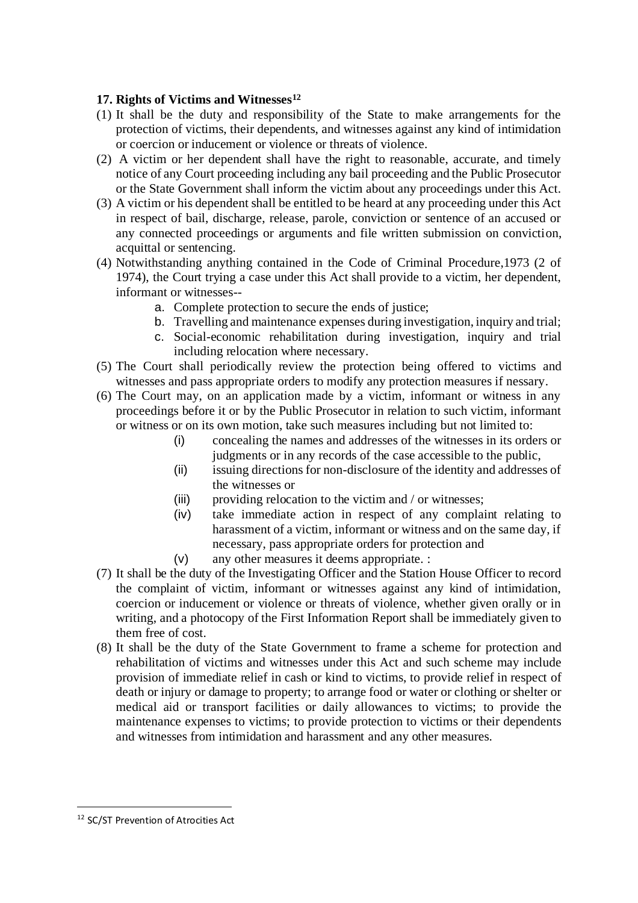### 17. Rights of Victims and Witnesses[12]

(1) It shall be the duty and responsibility of the State to make arrangements for the protection of victims, their dependents, and witnesses against any kind of intimidation or coercion or inducement or violence or threats of violence.

(2) A victim or her dependent shall have the right to reasonable, accurate, and timely notice of any Court proceeding including any bail proceeding and the Public Prosecutor or the State Government shall inform the victim about any proceedings under this Act.

(3) A victim or his dependent shall be entitled to be heard at any proceeding under this Act in respect of bail, discharge, release, parole, conviction or sentence of an accused or any connected proceedings or arguments and file written submission on conviction, acquittal or sentencing.

(4) Notwithstanding anything contained in the Code of Criminal Procedure,1973 (2 of 1974), the Court trying a case under this Act shall provide to a victim, her dependent, informant or witnesses--

a. Complete protection to secure the ends of justice;
b. Travelling and maintenance expenses during investigation, inquiry and trial;
c. Social-economic rehabilitation during investigation, inquiry and trial including relocation where necessary.

(5) The Court shall periodically review the protection being offered to victims and witnesses and pass appropriate orders to modify any protection measures if nessary.

(6) The Court may, on an application made by a victim, informant or witness in any proceedings before it or by the Public Prosecutor in relation to such victim, informant or witness or on its own motion, take such measures including but not limited to:

(i) concealing the names and addresses of the witnesses in its orders or judgments or in any records of the case accessible to the public,
(ii) issuing directions for non-disclosure of the identity and addresses of the witnesses or
(iii) providing relocation to the victim and / or witnesses;
(iv) take immediate action in respect of any complaint relating to harassment of a victim, informant or witness and on the same day, if necessary, pass appropriate orders for protection and
(v) any other measures it deems appropriate. :

(7) It shall be the duty of the Investigating Officer and the Station House Officer to record the complaint of victim, informant or witnesses against any kind of intimidation, coercion or inducement or violence or threats of violence, whether given orally or in writing, and a photocopy of the First Information Report shall be immediately given to them free of cost.

(8) It shall be the duty of the State Government to frame a scheme for protection and rehabilitation of victims and witnesses under this Act and such scheme may include provision of immediate relief in cash or kind to victims, to provide relief in respect of death or injury or damage to property; to arrange food or water or clothing or shelter or medical aid or transport facilities or daily allowances to victims; to provide the maintenance expenses to victims; to provide protection to victims or their dependents and witnesses from intimidation and harassment and any other measures.

---

[12] SC/ST Prevention of Atrocities Act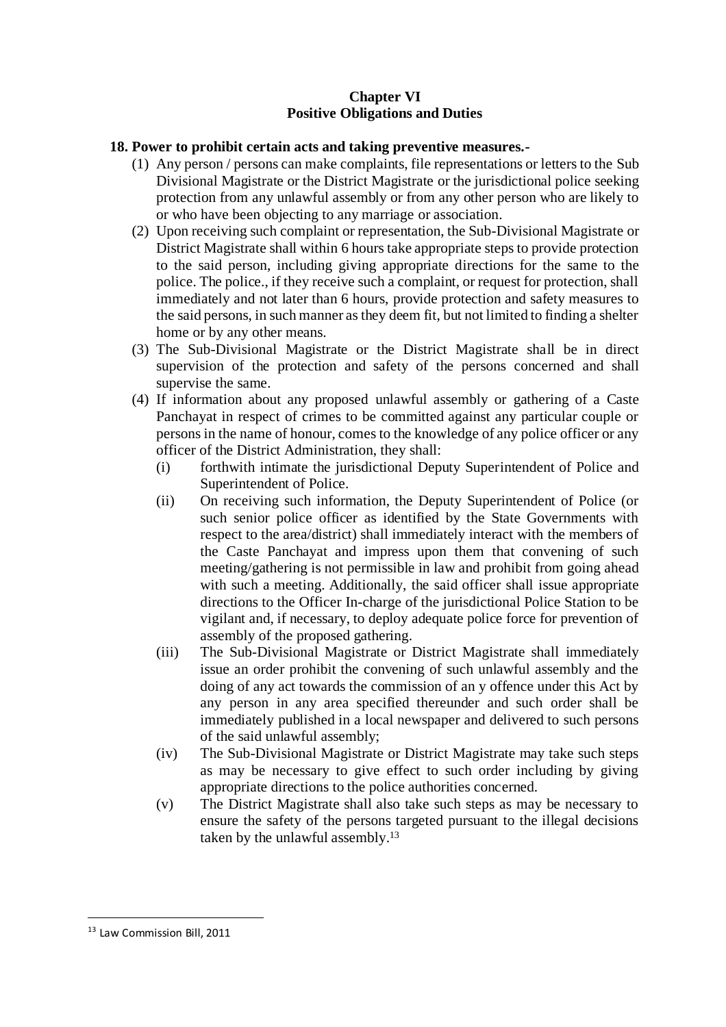## Chapter VI
## Positive Obligations and Duties

**18. Power to prohibit certain acts and taking preventive measures.-**

(1) Any person / persons can make complaints, file representations or letters to the Sub Divisional Magistrate or the District Magistrate or the jurisdictional police seeking protection from any unlawful assembly or from any other person who are likely to or who have been objecting to any marriage or association.

(2) Upon receiving such complaint or representation, the Sub-Divisional Magistrate or District Magistrate shall within 6 hours take appropriate steps to provide protection to the said person, including giving appropriate directions for the same to the police. The police., if they receive such a complaint, or request for protection, shall immediately and not later than 6 hours, provide protection and safety measures to the said persons, in such manner as they deem fit, but not limited to finding a shelter home or by any other means.

(3) The Sub-Divisional Magistrate or the District Magistrate shall be in direct supervision of the protection and safety of the persons concerned and shall supervise the same.

(4) If information about any proposed unlawful assembly or gathering of a Caste Panchayat in respect of crimes to be committed against any particular couple or persons in the name of honour, comes to the knowledge of any police officer or any officer of the District Administration, they shall:

(i) forthwith intimate the jurisdictional Deputy Superintendent of Police and Superintendent of Police.

(ii) On receiving such information, the Deputy Superintendent of Police (or such senior police officer as identified by the State Governments with respect to the area/district) shall immediately interact with the members of the Caste Panchayat and impress upon them that convening of such meeting/gathering is not permissible in law and prohibit from going ahead with such a meeting. Additionally, the said officer shall issue appropriate directions to the Officer In-charge of the jurisdictional Police Station to be vigilant and, if necessary, to deploy adequate police force for prevention of assembly of the proposed gathering.

(iii) The Sub-Divisional Magistrate or District Magistrate shall immediately issue an order prohibit the convening of such unlawful assembly and the doing of any act towards the commission of an y offence under this Act by any person in any area specified thereunder and such order shall be immediately published in a local newspaper and delivered to such persons of the said unlawful assembly;

(iv) The Sub-Divisional Magistrate or District Magistrate may take such steps as may be necessary to give effect to such order including by giving appropriate directions to the police authorities concerned.

(v) The District Magistrate shall also take such steps as may be necessary to ensure the safety of the persons targeted pursuant to the illegal decisions taken by the unlawful assembly.[13]

---

[13] Law Commission Bill, 2011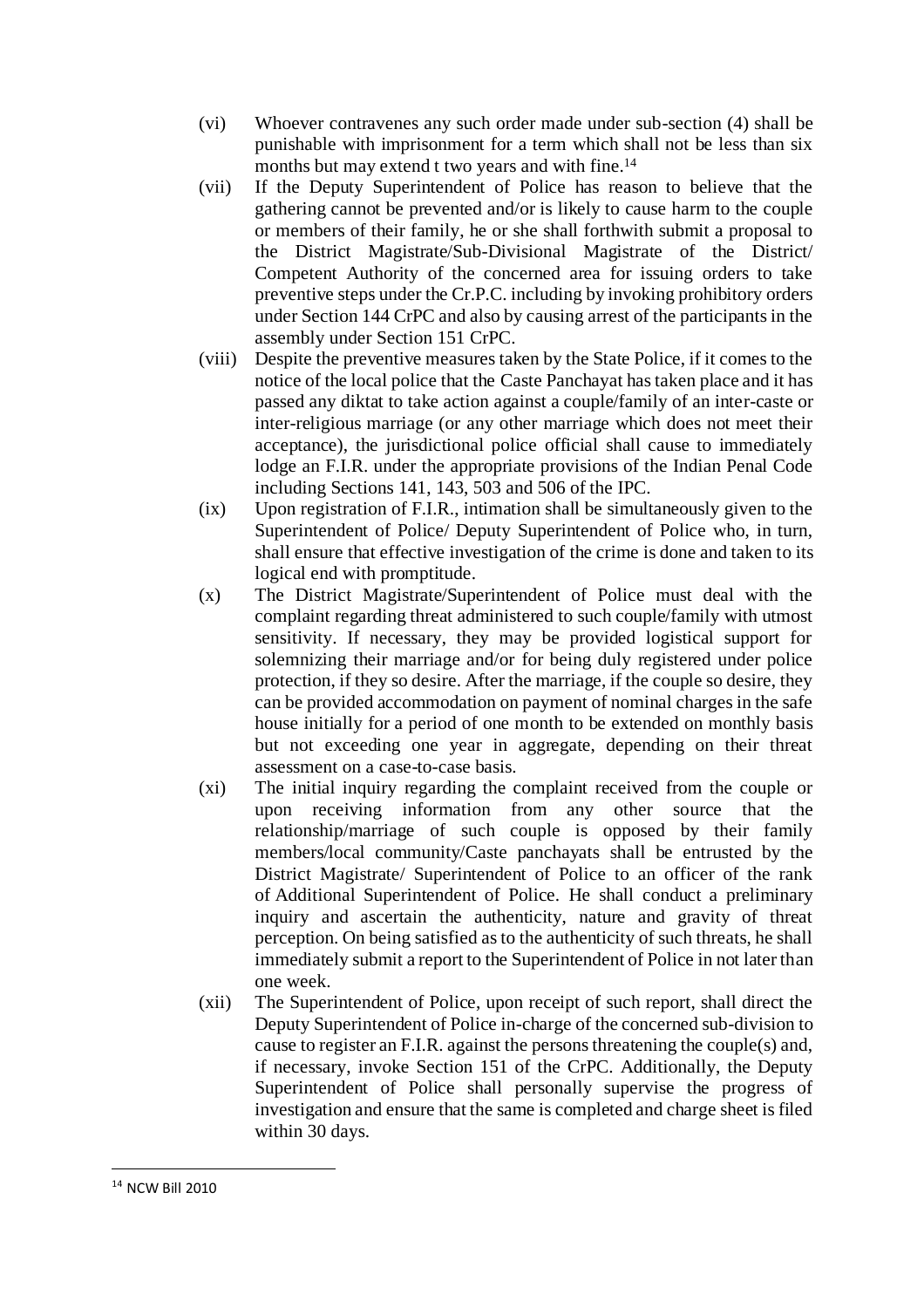(vi) Whoever contravenes any such order made under sub-section (4) shall be punishable with imprisonment for a term which shall not be less than six months but may extend t two years and with fine.[14]

(vii) If the Deputy Superintendent of Police has reason to believe that the gathering cannot be prevented and/or is likely to cause harm to the couple or members of their family, he or she shall forthwith submit a proposal to the District Magistrate/Sub-Divisional Magistrate of the District/ Competent Authority of the concerned area for issuing orders to take preventive steps under the Cr.P.C. including by invoking prohibitory orders under Section 144 CrPC and also by causing arrest of the participants in the assembly under Section 151 CrPC.

(viii) Despite the preventive measures taken by the State Police, if it comes to the notice of the local police that the Caste Panchayat has taken place and it has passed any diktat to take action against a couple/family of an inter-caste or inter-religious marriage (or any other marriage which does not meet their acceptance), the jurisdictional police official shall cause to immediately lodge an F.I.R. under the appropriate provisions of the Indian Penal Code including Sections 141, 143, 503 and 506 of the IPC.

(ix) Upon registration of F.I.R., intimation shall be simultaneously given to the Superintendent of Police/ Deputy Superintendent of Police who, in turn, shall ensure that effective investigation of the crime is done and taken to its logical end with promptitude.

(x) The District Magistrate/Superintendent of Police must deal with the complaint regarding threat administered to such couple/family with utmost sensitivity. If necessary, they may be provided logistical support for solemnizing their marriage and/or for being duly registered under police protection, if they so desire. After the marriage, if the couple so desire, they can be provided accommodation on payment of nominal charges in the safe house initially for a period of one month to be extended on monthly basis but not exceeding one year in aggregate, depending on their threat assessment on a case-to-case basis.

(xi) The initial inquiry regarding the complaint received from the couple or upon receiving information from any other source that the relationship/marriage of such couple is opposed by their family members/local community/Caste panchayats shall be entrusted by the District Magistrate/ Superintendent of Police to an officer of the rank of Additional Superintendent of Police. He shall conduct a preliminary inquiry and ascertain the authenticity, nature and gravity of threat perception. On being satisfied as to the authenticity of such threats, he shall immediately submit a report to the Superintendent of Police in not later than one week.

(xii) The Superintendent of Police, upon receipt of such report, shall direct the Deputy Superintendent of Police in-charge of the concerned sub-division to cause to register an F.I.R. against the persons threatening the couple(s) and, if necessary, invoke Section 151 of the CrPC. Additionally, the Deputy Superintendent of Police shall personally supervise the progress of investigation and ensure that the same is completed and charge sheet is filed within 30 days.

---

[14] NCW Bill 2010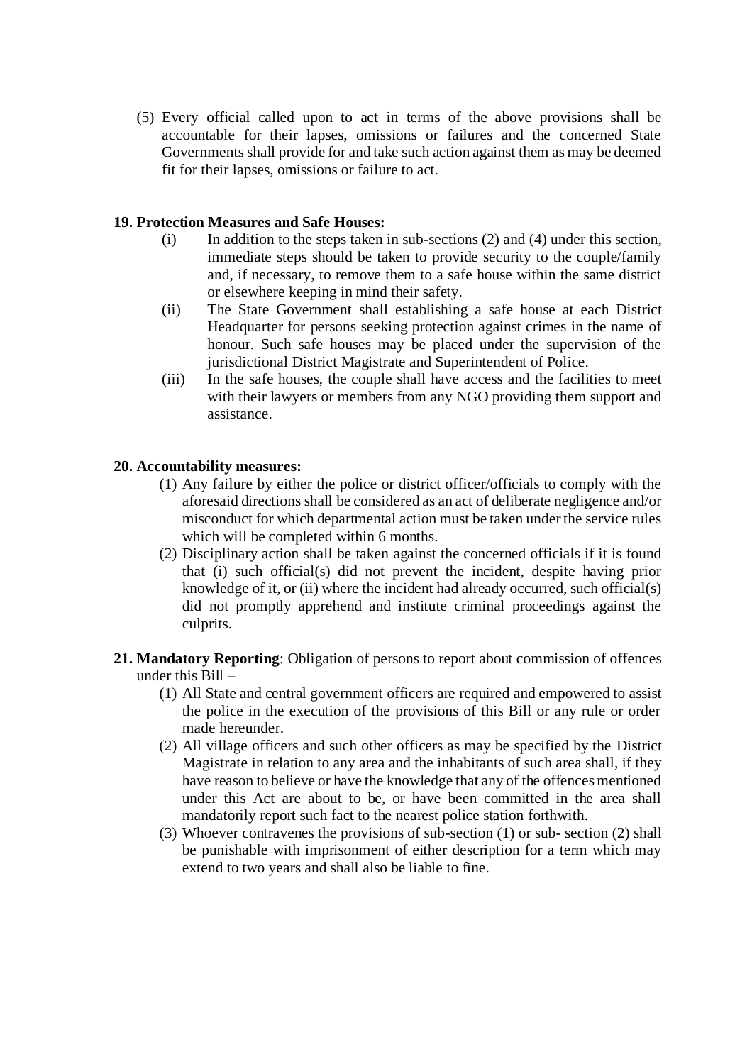(5) Every official called upon to act in terms of the above provisions shall be accountable for their lapses, omissions or failures and the concerned State Governments shall provide for and take such action against them as may be deemed fit for their lapses, omissions or failure to act.

**19. Protection Measures and Safe Houses:**

(i) In addition to the steps taken in sub-sections (2) and (4) under this section, immediate steps should be taken to provide security to the couple/family and, if necessary, to remove them to a safe house within the same district or elsewhere keeping in mind their safety.

(ii) The State Government shall establishing a safe house at each District Headquarter for persons seeking protection against crimes in the name of honour. Such safe houses may be placed under the supervision of the jurisdictional District Magistrate and Superintendent of Police.

(iii) In the safe houses, the couple shall have access and the facilities to meet with their lawyers or members from any NGO providing them support and assistance.

**20. Accountability measures:**

(1) Any failure by either the police or district officer/officials to comply with the aforesaid directions shall be considered as an act of deliberate negligence and/or misconduct for which departmental action must be taken under the service rules which will be completed within 6 months.

(2) Disciplinary action shall be taken against the concerned officials if it is found that (i) such official(s) did not prevent the incident, despite having prior knowledge of it, or (ii) where the incident had already occurred, such official(s) did not promptly apprehend and institute criminal proceedings against the culprits.

**21. Mandatory Reporting**: Obligation of persons to report about commission of offences under this Bill –

(1) All State and central government officers are required and empowered to assist the police in the execution of the provisions of this Bill or any rule or order made hereunder.

(2) All village officers and such other officers as may be specified by the District Magistrate in relation to any area and the inhabitants of such area shall, if they have reason to believe or have the knowledge that any of the offences mentioned under this Act are about to be, or have been committed in the area shall mandatorily report such fact to the nearest police station forthwith.

(3) Whoever contravenes the provisions of sub-section (1) or sub- section (2) shall be punishable with imprisonment of either description for a term which may extend to two years and shall also be liable to fine.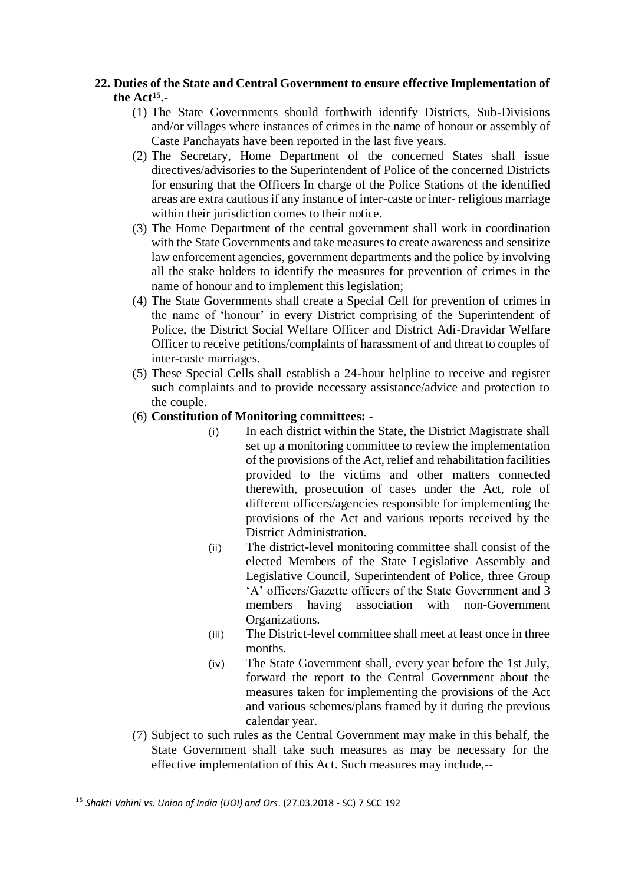**22. Duties of the State and Central Government to ensure effective Implementation of the Act[15].-**

(1) The State Governments should forthwith identify Districts, Sub-Divisions and/or villages where instances of crimes in the name of honour or assembly of Caste Panchayats have been reported in the last five years.

(2) The Secretary, Home Department of the concerned States shall issue directives/advisories to the Superintendent of Police of the concerned Districts for ensuring that the Officers In charge of the Police Stations of the identified areas are extra cautious if any instance of inter-caste or inter- religious marriage within their jurisdiction comes to their notice.

(3) The Home Department of the central government shall work in coordination with the State Governments and take measures to create awareness and sensitize law enforcement agencies, government departments and the police by involving all the stake holders to identify the measures for prevention of crimes in the name of honour and to implement this legislation;

(4) The State Governments shall create a Special Cell for prevention of crimes in the name of 'honour' in every District comprising of the Superintendent of Police, the District Social Welfare Officer and District Adi-Dravidar Welfare Officer to receive petitions/complaints of harassment of and threat to couples of inter-caste marriages.

(5) These Special Cells shall establish a 24-hour helpline to receive and register such complaints and to provide necessary assistance/advice and protection to the couple.

(6) **Constitution of Monitoring committees: -**

   (i) In each district within the State, the District Magistrate shall set up a monitoring committee to review the implementation of the provisions of the Act, relief and rehabilitation facilities provided to the victims and other matters connected therewith, prosecution of cases under the Act, role of different officers/agencies responsible for implementing the provisions of the Act and various reports received by the District Administration.

   (ii) The district-level monitoring committee shall consist of the elected Members of the State Legislative Assembly and Legislative Council, Superintendent of Police, three Group 'A' officers/Gazette officers of the State Government and 3 members having association with non-Government Organizations.

   (iii) The District-level committee shall meet at least once in three months.

   (iv) The State Government shall, every year before the 1st July, forward the report to the Central Government about the measures taken for implementing the provisions of the Act and various schemes/plans framed by it during the previous calendar year.

(7) Subject to such rules as the Central Government may make in this behalf, the State Government shall take such measures as may be necessary for the effective implementation of this Act. Such measures may include,--

---

[15] *Shakti Vahini vs. Union of India (UOI) and Ors*. (27.03.2018 - SC) 7 SCC 192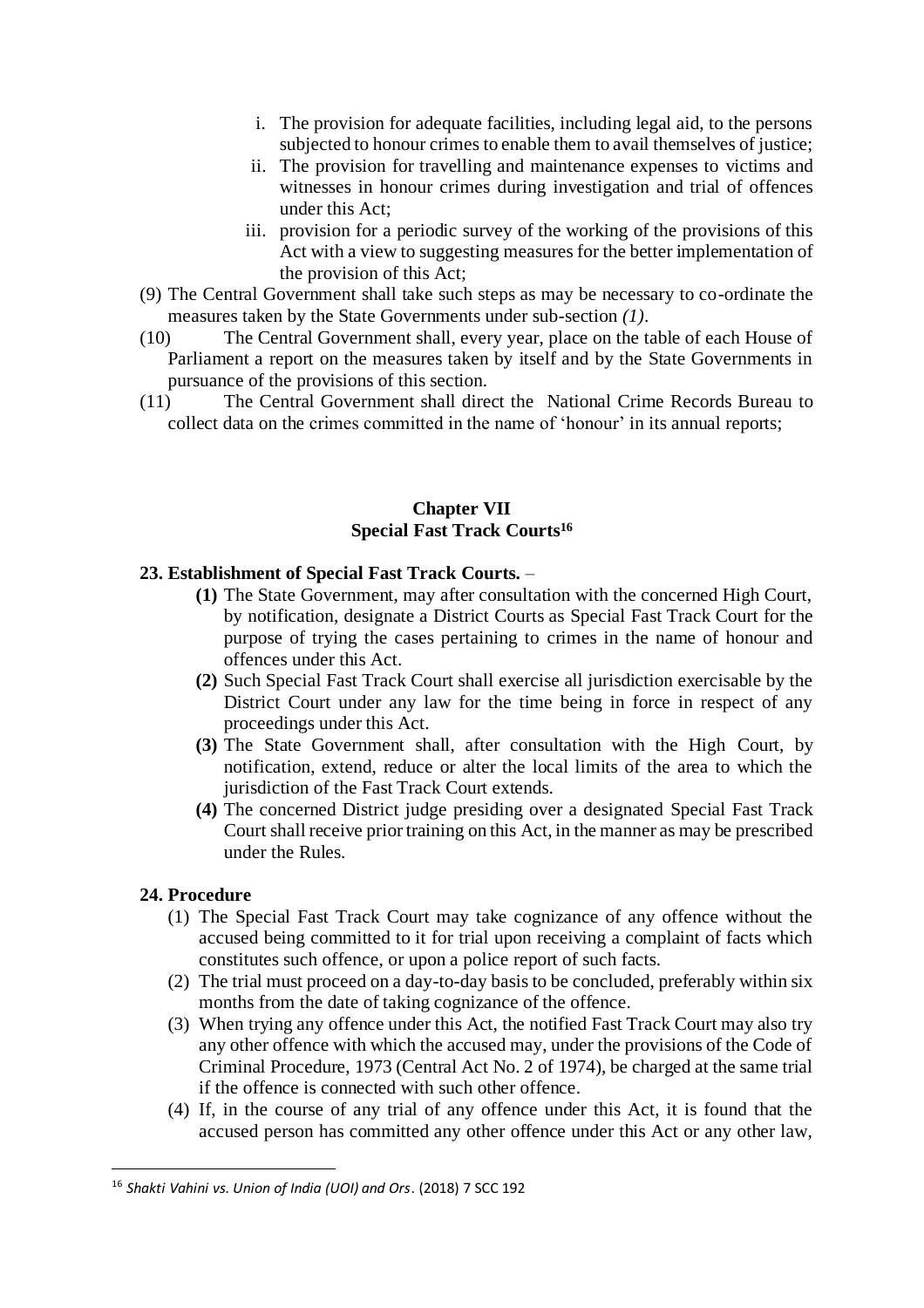i. The provision for adequate facilities, including legal aid, to the persons subjected to honour crimes to enable them to avail themselves of justice;
ii. The provision for travelling and maintenance expenses to victims and witnesses in honour crimes during investigation and trial of offences under this Act;
iii. provision for a periodic survey of the working of the provisions of this Act with a view to suggesting measures for the better implementation of the provision of this Act;

(9) The Central Government shall take such steps as may be necessary to co-ordinate the measures taken by the State Governments under sub-section *(1)*.

(10) The Central Government shall, every year, place on the table of each House of Parliament a report on the measures taken by itself and by the State Governments in pursuance of the provisions of this section.

(11) The Central Government shall direct the National Crime Records Bureau to collect data on the crimes committed in the name of 'honour' in its annual reports;

## Chapter VII
## Special Fast Track Courts[16]

**23. Establishment of Special Fast Track Courts.** –

**(1)** The State Government, may after consultation with the concerned High Court, by notification, designate a District Courts as Special Fast Track Court for the purpose of trying the cases pertaining to crimes in the name of honour and offences under this Act.

**(2)** Such Special Fast Track Court shall exercise all jurisdiction exercisable by the District Court under any law for the time being in force in respect of any proceedings under this Act.

**(3)** The State Government shall, after consultation with the High Court, by notification, extend, reduce or alter the local limits of the area to which the jurisdiction of the Fast Track Court extends.

**(4)** The concerned District judge presiding over a designated Special Fast Track Court shall receive prior training on this Act, in the manner as may be prescribed under the Rules.

**24. Procedure**

(1) The Special Fast Track Court may take cognizance of any offence without the accused being committed to it for trial upon receiving a complaint of facts which constitutes such offence, or upon a police report of such facts.

(2) The trial must proceed on a day-to-day basis to be concluded, preferably within six months from the date of taking cognizance of the offence.

(3) When trying any offence under this Act, the notified Fast Track Court may also try any other offence with which the accused may, under the provisions of the Code of Criminal Procedure, 1973 (Central Act No. 2 of 1974), be charged at the same trial if the offence is connected with such other offence.

(4) If, in the course of any trial of any offence under this Act, it is found that the accused person has committed any other offence under this Act or any other law,

---

[16] *Shakti Vahini vs. Union of India (UOI) and Ors*. (2018) 7 SCC 192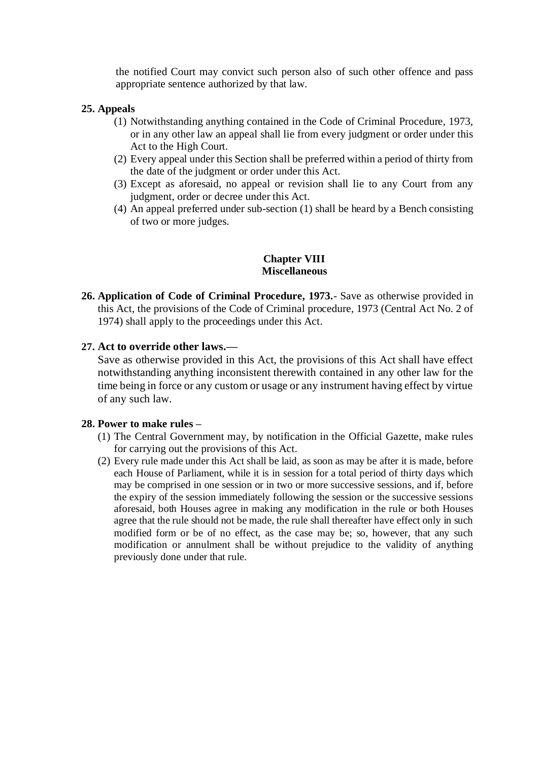the notified Court may convict such person also of such other offence and pass appropriate sentence authorized by that law.

**25. Appeals**

(1) Notwithstanding anything contained in the Code of Criminal Procedure, 1973, or in any other law an appeal shall lie from every judgment or order under this Act to the High Court.

(2) Every appeal under this Section shall be preferred within a period of thirty from the date of the judgment or order under this Act.

(3) Except as aforesaid, no appeal or revision shall lie to any Court from any judgment, order or decree under this Act.

(4) An appeal preferred under sub-section (1) shall be heard by a Bench consisting of two or more judges.

## Chapter VIII
## Miscellaneous

**26. Application of Code of Criminal Procedure, 1973.**- Save as otherwise provided in this Act, the provisions of the Code of Criminal procedure, 1973 (Central Act No. 2 of 1974) shall apply to the proceedings under this Act.

**27. Act to override other laws.—**

Save as otherwise provided in this Act, the provisions of this Act shall have effect notwithstanding anything inconsistent therewith contained in any other law for the time being in force or any custom or usage or any instrument having effect by virtue of any such law.

**28. Power to make rules –**

(1) The Central Government may, by notification in the Official Gazette, make rules for carrying out the provisions of this Act.

(2) Every rule made under this Act shall be laid, as soon as may be after it is made, before each House of Parliament, while it is in session for a total period of thirty days which may be comprised in one session or in two or more successive sessions, and if, before the expiry of the session immediately following the session or the successive sessions aforesaid, both Houses agree in making any modification in the rule or both Houses agree that the rule should not be made, the rule shall thereafter have effect only in such modified form or be of no effect, as the case may be; so, however, that any such modification or annulment shall be without prejudice to the validity of anything previously done under that rule.